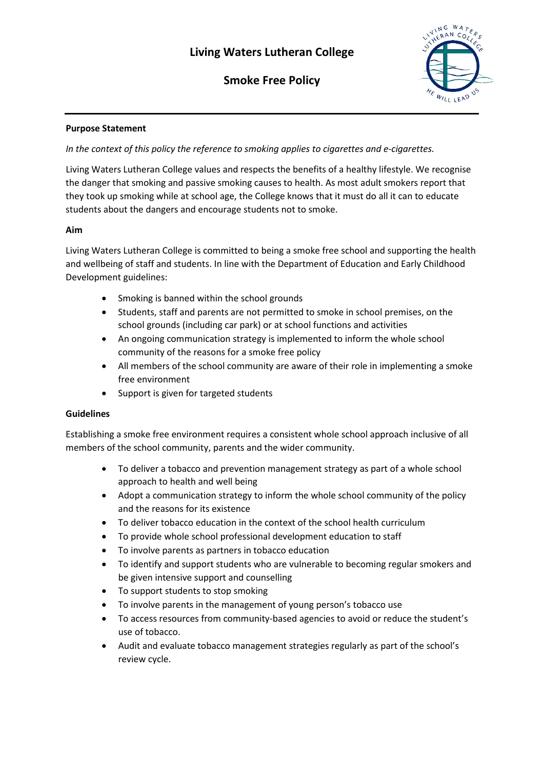# Living Waters Lutheran College

## Smoke Free Policy

**Purpose Statement**

*In the context of this policy the reference to smoking applies to cigarettes and e-cigarettes.*

Living Waters Lutheran College values and respects the benefits of a healthy lifestyle. We recognise the danger that smoking and passive smoking causes to health. As most adult smokers report that they took up smoking while at school age, the College knows that it must do all it can to educate students about the dangers and encourage students not to smoke.

**Aim**

Living Waters Lutheran College is committed to being a smoke free school and supporting the health and wellbeing of staff and students. In line with the Department of Education and Early Childhood Development guidelines:

- Smoking is banned within the school grounds
- Students, staff and parents are not permitted to smoke in school premises, on the school grounds (including car park) or at school functions and activities
- An ongoing communication strategy is implemented to inform the whole school community of the reasons for a smoke free policy
- All members of the school community are aware of their role in implementing a smoke free environment
- Support is given for targeted students

**Guidelines**

Establishing a smoke free environment requires a consistent whole school approach inclusive of all members of the school community, parents and the wider community.

- To deliver a tobacco and prevention management strategy as part of a whole school approach to health and well being
- Adopt a communication strategy to inform the whole school community of the policy and the reasons for its existence
- To deliver tobacco education in the context of the school health curriculum
- To provide whole school professional development education to staff
- To involve parents as partners in tobacco education
- To identify and support students who are vulnerable to becoming regular smokers and be given intensive support and counselling
- To support students to stop smoking
- To involve parents in the management of young person's tobacco use
- To access resources from community-based agencies to avoid or reduce the student's use of tobacco.
- Audit and evaluate tobacco management strategies regularly as part of the school's review cycle.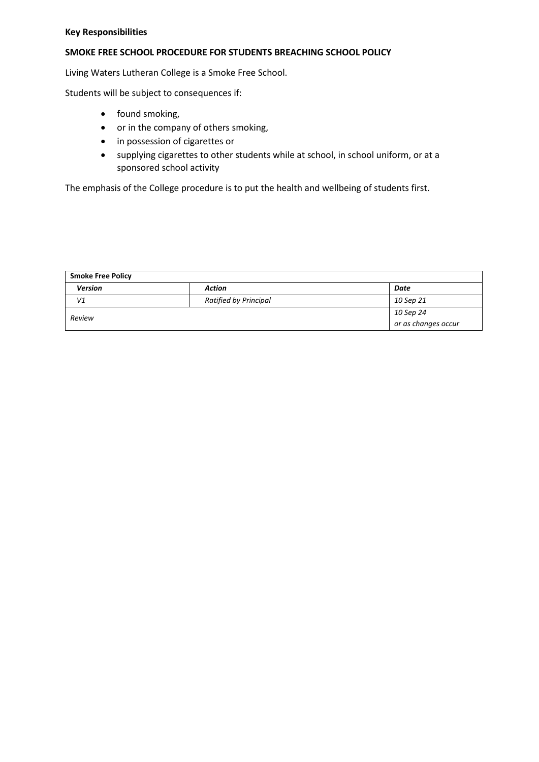**Key Responsibilities**

**SMOKE FREE SCHOOL PROCEDURE FOR STUDENTS BREACHING SCHOOL POLICY**

Living Waters Lutheran College is a Smoke Free School.

Students will be subject to consequences if:

- found smoking,
- or in the company of others smoking,
- in possession of cigarettes or
- supplying cigarettes to other students while at school, in school uniform, or at a sponsored school activity

The emphasis of the College procedure is to put the health and wellbeing of students first.

| **Smoke Free Policy** | | |
|---|---|---|
| ***Version*** | ***Action*** | ***Date*** |
| *V1* | *Ratified by Principal* | *10 Sep 21* |
| *Review* | | *10 Sep 24* *or as changes occur* |